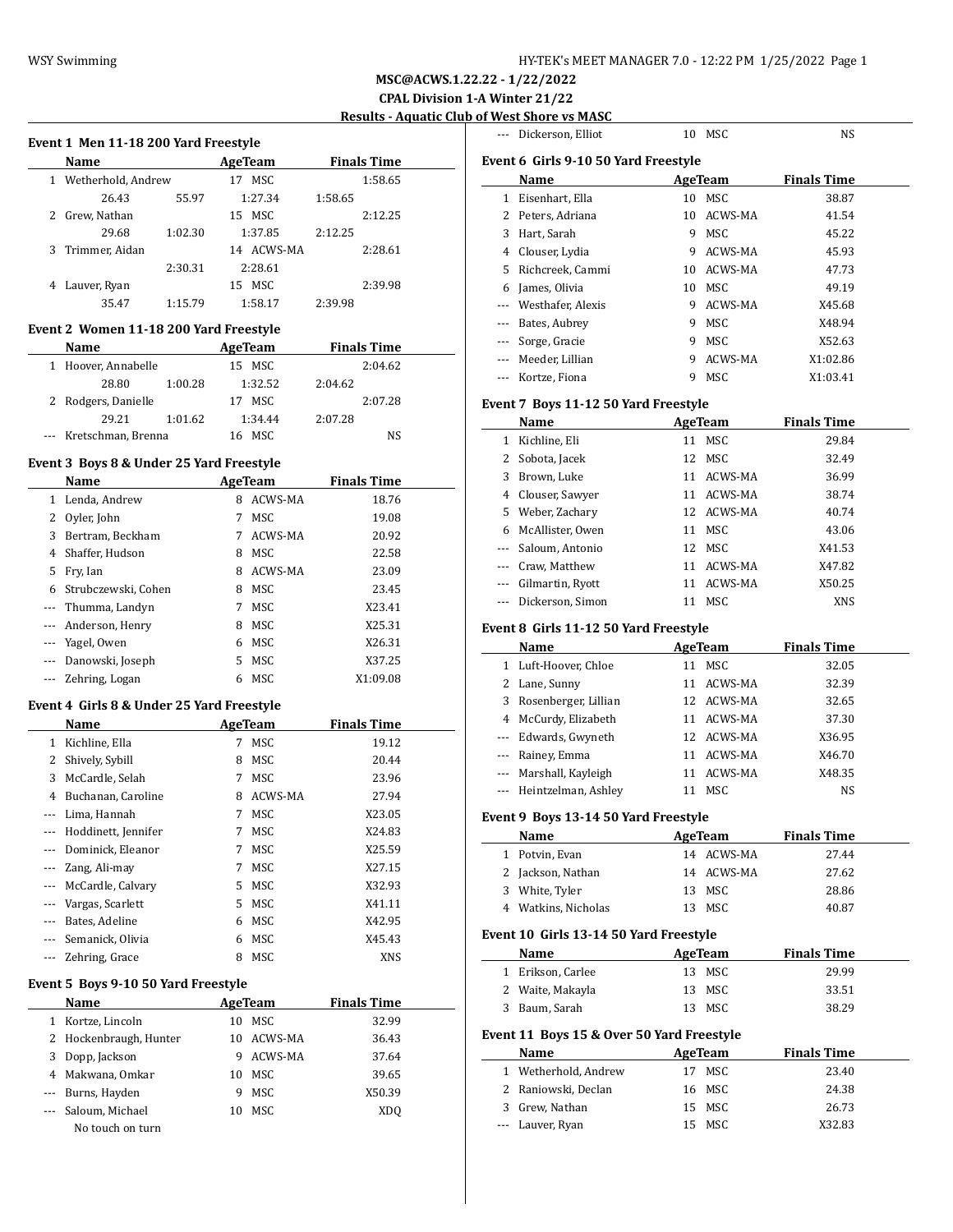**MSC@ACWS.1.22.22 - 1/22/2022**

**CPAL Division 1-A Winter 21/22**

**Results - Aquatic Club of West Shore vs MASC**

### Event 1 Men 11-18 200 Yard Freestyle

| | Name | Age | Team | Finals Time |
|---|---|---|---|---|
| 1 | Wetherhold, Andrew | 17 | MSC | 1:58.65 |
| | 26.43 55.97 1:27.34 1:58.65 | | | |
| 2 | Grew, Nathan | 15 | MSC | 2:12.25 |
| | 29.68 1:02.30 1:37.85 2:12.25 | | | |
| 3 | Trimmer, Aidan | 14 | ACWS-MA | 2:28.61 |
| | 2:30.31 2:28.61 | | | |
| 4 | Lauver, Ryan | 15 | MSC | 2:39.98 |
| | 35.47 1:15.79 1:58.17 2:39.98 | | | |

### Event 2 Women 11-18 200 Yard Freestyle

| | Name | Age | Team | Finals Time |
|---|---|---|---|---|
| 1 | Hoover, Annabelle | 15 | MSC | 2:04.62 |
| | 28.80 1:00.28 1:32.52 2:04.62 | | | |
| 2 | Rodgers, Danielle | 17 | MSC | 2:07.28 |
| | 29.21 1:01.62 1:34.44 2:07.28 | | | |
| --- | Kretschman, Brenna | 16 | MSC | NS |

### Event 3 Boys 8 & Under 25 Yard Freestyle

| | Name | Age | Team | Finals Time |
|---|---|---|---|---|
| 1 | Lenda, Andrew | 8 | ACWS-MA | 18.76 |
| 2 | Oyler, John | 7 | MSC | 19.08 |
| 3 | Bertram, Beckham | 7 | ACWS-MA | 20.92 |
| 4 | Shaffer, Hudson | 8 | MSC | 22.58 |
| 5 | Fry, Ian | 8 | ACWS-MA | 23.09 |
| 6 | Strubczewski, Cohen | 8 | MSC | 23.45 |
| --- | Thumma, Landyn | 7 | MSC | X23.41 |
| --- | Anderson, Henry | 8 | MSC | X25.31 |
| --- | Yagel, Owen | 6 | MSC | X26.31 |
| --- | Danowski, Joseph | 5 | MSC | X37.25 |
| --- | Zehring, Logan | 6 | MSC | X1:09.08 |

### Event 4 Girls 8 & Under 25 Yard Freestyle

| | Name | Age | Team | Finals Time |
|---|---|---|---|---|
| 1 | Kichline, Ella | 7 | MSC | 19.12 |
| 2 | Shively, Sybill | 8 | MSC | 20.44 |
| 3 | McCardle, Selah | 7 | MSC | 23.96 |
| 4 | Buchanan, Caroline | 8 | ACWS-MA | 27.94 |
| --- | Lima, Hannah | 7 | MSC | X23.05 |
| --- | Hoddinett, Jennifer | 7 | MSC | X24.83 |
| --- | Dominick, Eleanor | 7 | MSC | X25.59 |
| --- | Zang, Ali-may | 7 | MSC | X27.15 |
| --- | McCardle, Calvary | 5 | MSC | X32.93 |
| --- | Vargas, Scarlett | 5 | MSC | X41.11 |
| --- | Bates, Adeline | 6 | MSC | X42.95 |
| --- | Semanick, Olivia | 6 | MSC | X45.43 |
| --- | Zehring, Grace | 8 | MSC | XNS |

### Event 5 Boys 9-10 50 Yard Freestyle

| | Name | Age | Team | Finals Time |
|---|---|---|---|---|
| 1 | Kortze, Lincoln | 10 | MSC | 32.99 |
| 2 | Hockenbraugh, Hunter | 10 | ACWS-MA | 36.43 |
| 3 | Dopp, Jackson | 9 | ACWS-MA | 37.64 |
| 4 | Makwana, Omkar | 10 | MSC | 39.65 |
| --- | Burns, Hayden | 9 | MSC | X50.39 |
| --- | Saloum, Michael | 10 | MSC | XDQ |
| | No touch on turn | | | |
| --- | Dickerson, Elliot | 10 | MSC | NS |

### Event 6 Girls 9-10 50 Yard Freestyle

| | Name | Age | Team | Finals Time |
|---|---|---|---|---|
| 1 | Eisenhart, Ella | 10 | MSC | 38.87 |
| 2 | Peters, Adriana | 10 | ACWS-MA | 41.54 |
| 3 | Hart, Sarah | 9 | MSC | 45.22 |
| 4 | Clouser, Lydia | 9 | ACWS-MA | 45.93 |
| 5 | Richcreek, Cammi | 10 | ACWS-MA | 47.73 |
| 6 | James, Olivia | 10 | MSC | 49.19 |
| --- | Westhafer, Alexis | 9 | ACWS-MA | X45.68 |
| --- | Bates, Aubrey | 9 | MSC | X48.94 |
| --- | Sorge, Gracie | 9 | MSC | X52.63 |
| --- | Meeder, Lillian | 9 | ACWS-MA | X1:02.86 |
| --- | Kortze, Fiona | 9 | MSC | X1:03.41 |

### Event 7 Boys 11-12 50 Yard Freestyle

| | Name | Age | Team | Finals Time |
|---|---|---|---|---|
| 1 | Kichline, Eli | 11 | MSC | 29.84 |
| 2 | Sobota, Jacek | 12 | MSC | 32.49 |
| 3 | Brown, Luke | 11 | ACWS-MA | 36.99 |
| 4 | Clouser, Sawyer | 11 | ACWS-MA | 38.74 |
| 5 | Weber, Zachary | 12 | ACWS-MA | 40.74 |
| 6 | McAllister, Owen | 11 | MSC | 43.06 |
| --- | Saloum, Antonio | 12 | MSC | X41.53 |
| --- | Craw, Matthew | 11 | ACWS-MA | X47.82 |
| --- | Gilmartin, Ryott | 11 | ACWS-MA | X50.25 |
| --- | Dickerson, Simon | 11 | MSC | XNS |

### Event 8 Girls 11-12 50 Yard Freestyle

| | Name | Age | Team | Finals Time |
|---|---|---|---|---|
| 1 | Luft-Hoover, Chloe | 11 | MSC | 32.05 |
| 2 | Lane, Sunny | 11 | ACWS-MA | 32.39 |
| 3 | Rosenberger, Lillian | 12 | ACWS-MA | 32.65 |
| 4 | McCurdy, Elizabeth | 11 | ACWS-MA | 37.30 |
| --- | Edwards, Gwyneth | 12 | ACWS-MA | X36.95 |
| --- | Rainey, Emma | 11 | ACWS-MA | X46.70 |
| --- | Marshall, Kayleigh | 11 | ACWS-MA | X48.35 |
| --- | Heintzelman, Ashley | 11 | MSC | NS |

### Event 9 Boys 13-14 50 Yard Freestyle

| | Name | Age | Team | Finals Time |
|---|---|---|---|---|
| 1 | Potvin, Evan | 14 | ACWS-MA | 27.44 |
| 2 | Jackson, Nathan | 14 | ACWS-MA | 27.62 |
| 3 | White, Tyler | 13 | MSC | 28.86 |
| 4 | Watkins, Nicholas | 13 | MSC | 40.87 |

### Event 10 Girls 13-14 50 Yard Freestyle

| | Name | Age | Team | Finals Time |
|---|---|---|---|---|
| 1 | Erikson, Carlee | 13 | MSC | 29.99 |
| 2 | Waite, Makayla | 13 | MSC | 33.51 |
| 3 | Baum, Sarah | 13 | MSC | 38.29 |

### Event 11 Boys 15 & Over 50 Yard Freestyle

| | Name | Age | Team | Finals Time |
|---|---|---|---|---|
| 1 | Wetherhold, Andrew | 17 | MSC | 23.40 |
| 2 | Raniowski, Declan | 16 | MSC | 24.38 |
| 3 | Grew, Nathan | 15 | MSC | 26.73 |
| --- | Lauver, Ryan | 15 | MSC | X32.83 |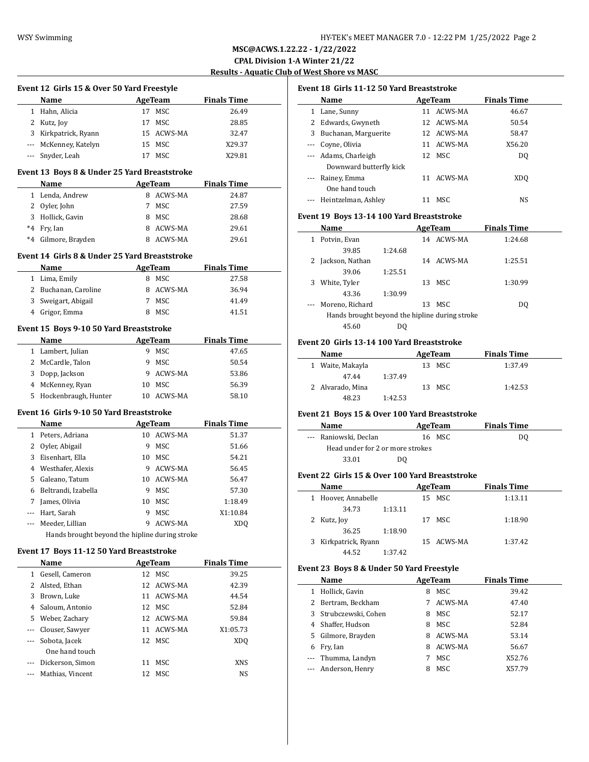MSC@ACWS.1.22.22 - 1/22/2022

CPAL Division 1-A Winter 21/22

Results - Aquatic Club of West Shore vs MASC

### Event 12 Girls 15 & Over 50 Yard Freestyle

| | Name | Age | Team | Finals Time |
|---|---|---|---|---|
| 1 | Hahn, Alicia | 17 | MSC | 26.49 |
| 2 | Kutz, Joy | 17 | MSC | 28.85 |
| 3 | Kirkpatrick, Ryann | 15 | ACWS-MA | 32.47 |
| --- | McKenney, Katelyn | 15 | MSC | X29.37 |
| --- | Snyder, Leah | 17 | MSC | X29.81 |

### Event 13 Boys 8 & Under 25 Yard Breaststroke

| | Name | Age | Team | Finals Time |
|---|---|---|---|---|
| 1 | Lenda, Andrew | 8 | ACWS-MA | 24.87 |
| 2 | Oyler, John | 7 | MSC | 27.59 |
| 3 | Hollick, Gavin | 8 | MSC | 28.68 |
| *4 | Fry, Ian | 8 | ACWS-MA | 29.61 |
| *4 | Gilmore, Brayden | 8 | ACWS-MA | 29.61 |

### Event 14 Girls 8 & Under 25 Yard Breaststroke

| | Name | Age | Team | Finals Time |
|---|---|---|---|---|
| 1 | Lima, Emily | 8 | MSC | 27.58 |
| 2 | Buchanan, Caroline | 8 | ACWS-MA | 36.94 |
| 3 | Sweigart, Abigail | 7 | MSC | 41.49 |
| 4 | Grigor, Emma | 8 | MSC | 41.51 |

### Event 15 Boys 9-10 50 Yard Breaststroke

| | Name | Age | Team | Finals Time |
|---|---|---|---|---|
| 1 | Lambert, Julian | 9 | MSC | 47.65 |
| 2 | McCardle, Talon | 9 | MSC | 50.54 |
| 3 | Dopp, Jackson | 9 | ACWS-MA | 53.86 |
| 4 | McKenney, Ryan | 10 | MSC | 56.39 |
| 5 | Hockenbraugh, Hunter | 10 | ACWS-MA | 58.10 |

### Event 16 Girls 9-10 50 Yard Breaststroke

| | Name | Age | Team | Finals Time |
|---|---|---|---|---|
| 1 | Peters, Adriana | 10 | ACWS-MA | 51.37 |
| 2 | Oyler, Abigail | 9 | MSC | 51.66 |
| 3 | Eisenhart, Ella | 10 | MSC | 54.21 |
| 4 | Westhafer, Alexis | 9 | ACWS-MA | 56.45 |
| 5 | Galeano, Tatum | 10 | ACWS-MA | 56.47 |
| 6 | Beltrandi, Izabella | 9 | MSC | 57.30 |
| 7 | James, Olivia | 10 | MSC | 1:18.49 |
| --- | Hart, Sarah | 9 | MSC | X1:10.84 |
| --- | Meeder, Lillian | 9 | ACWS-MA | XDQ |
| | Hands brought beyond the hipline during stroke | | | |

### Event 17 Boys 11-12 50 Yard Breaststroke

| | Name | Age | Team | Finals Time |
|---|---|---|---|---|
| 1 | Gesell, Cameron | 12 | MSC | 39.25 |
| 2 | Alsted, Ethan | 12 | ACWS-MA | 42.39 |
| 3 | Brown, Luke | 11 | ACWS-MA | 44.54 |
| 4 | Saloum, Antonio | 12 | MSC | 52.84 |
| 5 | Weber, Zachary | 12 | ACWS-MA | 59.84 |
| --- | Clouser, Sawyer | 11 | ACWS-MA | X1:05.73 |
| --- | Sobota, Jacek | 12 | MSC | XDQ |
| | One hand touch | | | |
| --- | Dickerson, Simon | 11 | MSC | XNS |
| --- | Mathias, Vincent | 12 | MSC | NS |

### Event 18 Girls 11-12 50 Yard Breaststroke

| | Name | Age | Team | Finals Time |
|---|---|---|---|---|
| 1 | Lane, Sunny | 11 | ACWS-MA | 46.67 |
| 2 | Edwards, Gwyneth | 12 | ACWS-MA | 50.54 |
| 3 | Buchanan, Marguerite | 12 | ACWS-MA | 58.47 |
| --- | Coyne, Olivia | 11 | ACWS-MA | X56.20 |
| --- | Adams, Charleigh | 12 | MSC | DQ |
| | Downward butterfly kick | | | |
| --- | Rainey, Emma | 11 | ACWS-MA | XDQ |
| | One hand touch | | | |
| --- | Heintzelman, Ashley | 11 | MSC | NS |

### Event 19 Boys 13-14 100 Yard Breaststroke

| | Name | Age | Team | Finals Time |
|---|---|---|---|---|
| 1 | Potvin, Evan | 14 | ACWS-MA | 1:24.68 |
| | 39.85 1:24.68 | | | |
| 2 | Jackson, Nathan | 14 | ACWS-MA | 1:25.51 |
| | 39.06 1:25.51 | | | |
| 3 | White, Tyler | 13 | MSC | 1:30.99 |
| | 43.36 1:30.99 | | | |
| --- | Moreno, Richard | 13 | MSC | DQ |
| | Hands brought beyond the hipline during stroke | | | |
| | 45.60 DQ | | | |

### Event 20 Girls 13-14 100 Yard Breaststroke

| | Name | Age | Team | Finals Time |
|---|---|---|---|---|
| 1 | Waite, Makayla | 13 | MSC | 1:37.49 |
| | 47.44 1:37.49 | | | |
| 2 | Alvarado, Mina | 13 | MSC | 1:42.53 |
| | 48.23 1:42.53 | | | |

### Event 21 Boys 15 & Over 100 Yard Breaststroke

| | Name | Age | Team | Finals Time |
|---|---|---|---|---|
| --- | Raniowski, Declan | 16 | MSC | DQ |
| | Head under for 2 or more strokes | | | |
| | 33.01 DQ | | | |

### Event 22 Girls 15 & Over 100 Yard Breaststroke

| | Name | Age | Team | Finals Time |
|---|---|---|---|---|
| 1 | Hoover, Annabelle | 15 | MSC | 1:13.11 |
| | 34.73 1:13.11 | | | |
| 2 | Kutz, Joy | 17 | MSC | 1:18.90 |
| | 36.25 1:18.90 | | | |
| 3 | Kirkpatrick, Ryann | 15 | ACWS-MA | 1:37.42 |
| | 44.52 1:37.42 | | | |

### Event 23 Boys 8 & Under 50 Yard Freestyle

| | Name | Age | Team | Finals Time |
|---|---|---|---|---|
| 1 | Hollick, Gavin | 8 | MSC | 39.42 |
| 2 | Bertram, Beckham | 7 | ACWS-MA | 47.40 |
| 3 | Strubczewski, Cohen | 8 | MSC | 52.17 |
| 4 | Shaffer, Hudson | 8 | MSC | 52.84 |
| 5 | Gilmore, Brayden | 8 | ACWS-MA | 53.14 |
| 6 | Fry, Ian | 8 | ACWS-MA | 56.67 |
| --- | Thumma, Landyn | 7 | MSC | X52.76 |
| --- | Anderson, Henry | 8 | MSC | X57.79 |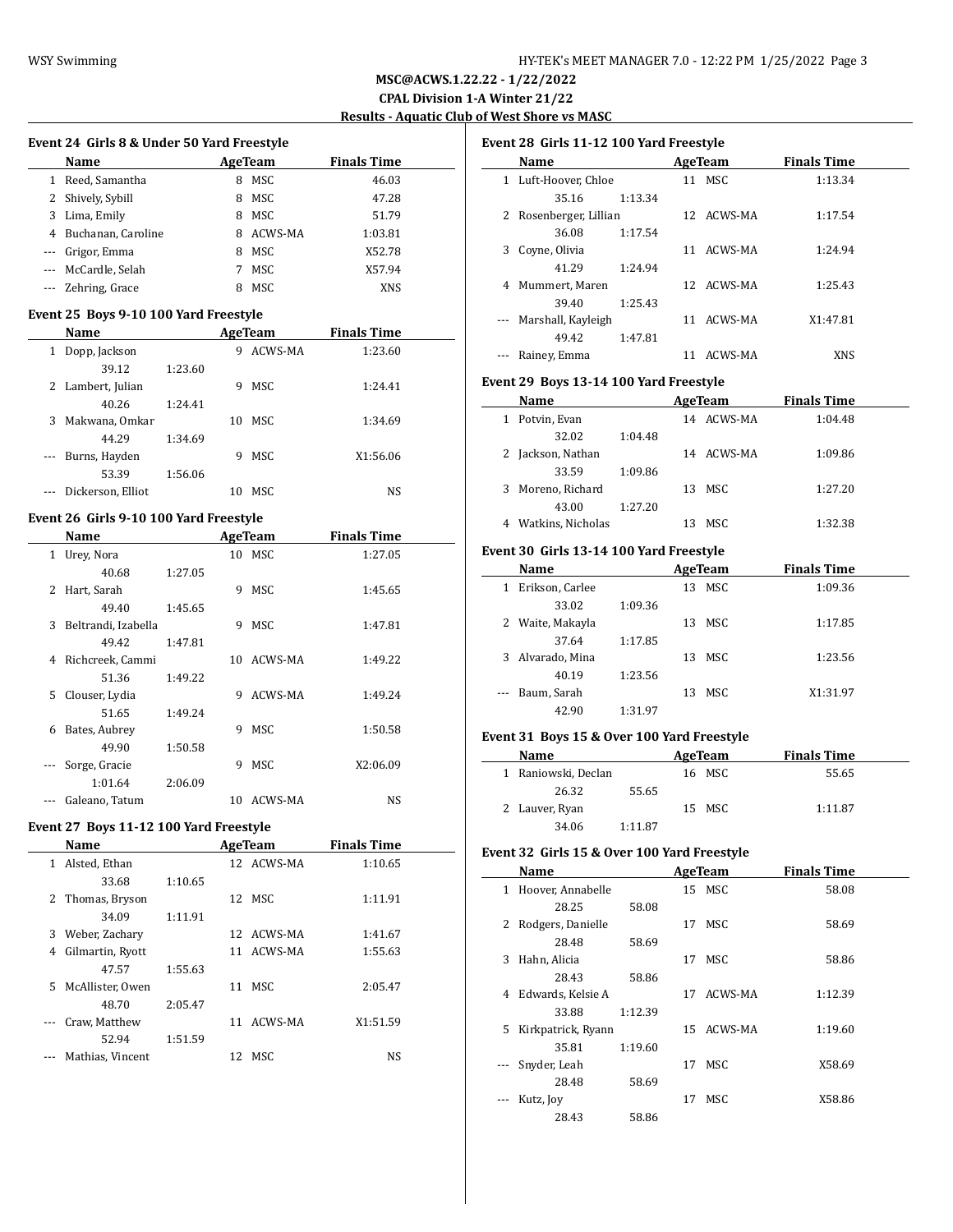**MSC@ACWS.1.22.22 - 1/22/2022**

**CPAL Division 1-A Winter 21/22**

**Results - Aquatic Club of West Shore vs MASC**

### Event 24 Girls 8 & Under 50 Yard Freestyle

| | Name | Age | Team | Finals Time |
|---|---|---|---|---|
| 1 | Reed, Samantha | 8 | MSC | 46.03 |
| 2 | Shively, Sybill | 8 | MSC | 47.28 |
| 3 | Lima, Emily | 8 | MSC | 51.79 |
| 4 | Buchanan, Caroline | 8 | ACWS-MA | 1:03.81 |
| --- | Grigor, Emma | 8 | MSC | X52.78 |
| --- | McCardle, Selah | 7 | MSC | X57.94 |
| --- | Zehring, Grace | 8 | MSC | XNS |

### Event 25 Boys 9-10 100 Yard Freestyle

| | Name | Age | Team | Finals Time |
|---|---|---|---|---|
| 1 | Dopp, Jackson | 9 | ACWS-MA | 1:23.60 |
| | 39.12 1:23.60 | | | |
| 2 | Lambert, Julian | 9 | MSC | 1:24.41 |
| | 40.26 1:24.41 | | | |
| 3 | Makwana, Omkar | 10 | MSC | 1:34.69 |
| | 44.29 1:34.69 | | | |
| --- | Burns, Hayden | 9 | MSC | X1:56.06 |
| | 53.39 1:56.06 | | | |
| --- | Dickerson, Elliot | 10 | MSC | NS |

### Event 26 Girls 9-10 100 Yard Freestyle

| | Name | Age | Team | Finals Time |
|---|---|---|---|---|
| 1 | Urey, Nora | 10 | MSC | 1:27.05 |
| | 40.68 1:27.05 | | | |
| 2 | Hart, Sarah | 9 | MSC | 1:45.65 |
| | 49.40 1:45.65 | | | |
| 3 | Beltrandi, Izabella | 9 | MSC | 1:47.81 |
| | 49.42 1:47.81 | | | |
| 4 | Richcreek, Cammi | 10 | ACWS-MA | 1:49.22 |
| | 51.36 1:49.22 | | | |
| 5 | Clouser, Lydia | 9 | ACWS-MA | 1:49.24 |
| | 51.65 1:49.24 | | | |
| 6 | Bates, Aubrey | 9 | MSC | 1:50.58 |
| | 49.90 1:50.58 | | | |
| --- | Sorge, Gracie | 9 | MSC | X2:06.09 |
| | 1:01.64 2:06.09 | | | |
| --- | Galeano, Tatum | 10 | ACWS-MA | NS |

### Event 27 Boys 11-12 100 Yard Freestyle

| | Name | Age | Team | Finals Time |
|---|---|---|---|---|
| 1 | Alsted, Ethan | 12 | ACWS-MA | 1:10.65 |
| | 33.68 1:10.65 | | | |
| 2 | Thomas, Bryson | 12 | MSC | 1:11.91 |
| | 34.09 1:11.91 | | | |
| 3 | Weber, Zachary | 12 | ACWS-MA | 1:41.67 |
| 4 | Gilmartin, Ryott | 11 | ACWS-MA | 1:55.63 |
| | 47.57 1:55.63 | | | |
| 5 | McAllister, Owen | 11 | MSC | 2:05.47 |
| | 48.70 2:05.47 | | | |
| --- | Craw, Matthew | 11 | ACWS-MA | X1:51.59 |
| | 52.94 1:51.59 | | | |
| --- | Mathias, Vincent | 12 | MSC | NS |

### Event 28 Girls 11-12 100 Yard Freestyle

| | Name | Age | Team | Finals Time |
|---|---|---|---|---|
| 1 | Luft-Hoover, Chloe | 11 | MSC | 1:13.34 |
| | 35.16 1:13.34 | | | |
| 2 | Rosenberger, Lillian | 12 | ACWS-MA | 1:17.54 |
| | 36.08 1:17.54 | | | |
| 3 | Coyne, Olivia | 11 | ACWS-MA | 1:24.94 |
| | 41.29 1:24.94 | | | |
| 4 | Mummert, Maren | 12 | ACWS-MA | 1:25.43 |
| | 39.40 1:25.43 | | | |
| --- | Marshall, Kayleigh | 11 | ACWS-MA | X1:47.81 |
| | 49.42 1:47.81 | | | |
| --- | Rainey, Emma | 11 | ACWS-MA | XNS |

### Event 29 Boys 13-14 100 Yard Freestyle

| | Name | Age | Team | Finals Time |
|---|---|---|---|---|
| 1 | Potvin, Evan | 14 | ACWS-MA | 1:04.48 |
| | 32.02 1:04.48 | | | |
| 2 | Jackson, Nathan | 14 | ACWS-MA | 1:09.86 |
| | 33.59 1:09.86 | | | |
| 3 | Moreno, Richard | 13 | MSC | 1:27.20 |
| | 43.00 1:27.20 | | | |
| 4 | Watkins, Nicholas | 13 | MSC | 1:32.38 |

### Event 30 Girls 13-14 100 Yard Freestyle

| | Name | Age | Team | Finals Time |
|---|---|---|---|---|
| 1 | Erikson, Carlee | 13 | MSC | 1:09.36 |
| | 33.02 1:09.36 | | | |
| 2 | Waite, Makayla | 13 | MSC | 1:17.85 |
| | 37.64 1:17.85 | | | |
| 3 | Alvarado, Mina | 13 | MSC | 1:23.56 |
| | 40.19 1:23.56 | | | |
| --- | Baum, Sarah | 13 | MSC | X1:31.97 |
| | 42.90 1:31.97 | | | |

### Event 31 Boys 15 & Over 100 Yard Freestyle

| | Name | Age | Team | Finals Time |
|---|---|---|---|---|
| 1 | Raniowski, Declan | 16 | MSC | 55.65 |
| | 26.32 55.65 | | | |
| 2 | Lauver, Ryan | 15 | MSC | 1:11.87 |
| | 34.06 1:11.87 | | | |

### Event 32 Girls 15 & Over 100 Yard Freestyle

| | Name | Age | Team | Finals Time |
|---|---|---|---|---|
| 1 | Hoover, Annabelle | 15 | MSC | 58.08 |
| | 28.25 58.08 | | | |
| 2 | Rodgers, Danielle | 17 | MSC | 58.69 |
| | 28.48 58.69 | | | |
| 3 | Hahn, Alicia | 17 | MSC | 58.86 |
| | 28.43 58.86 | | | |
| 4 | Edwards, Kelsie A | 17 | ACWS-MA | 1:12.39 |
| | 33.88 1:12.39 | | | |
| 5 | Kirkpatrick, Ryann | 15 | ACWS-MA | 1:19.60 |
| | 35.81 1:19.60 | | | |
| --- | Snyder, Leah | 17 | MSC | X58.69 |
| | 28.48 58.69 | | | |
| --- | Kutz, Joy | 17 | MSC | X58.86 |
| | 28.43 58.86 | | | |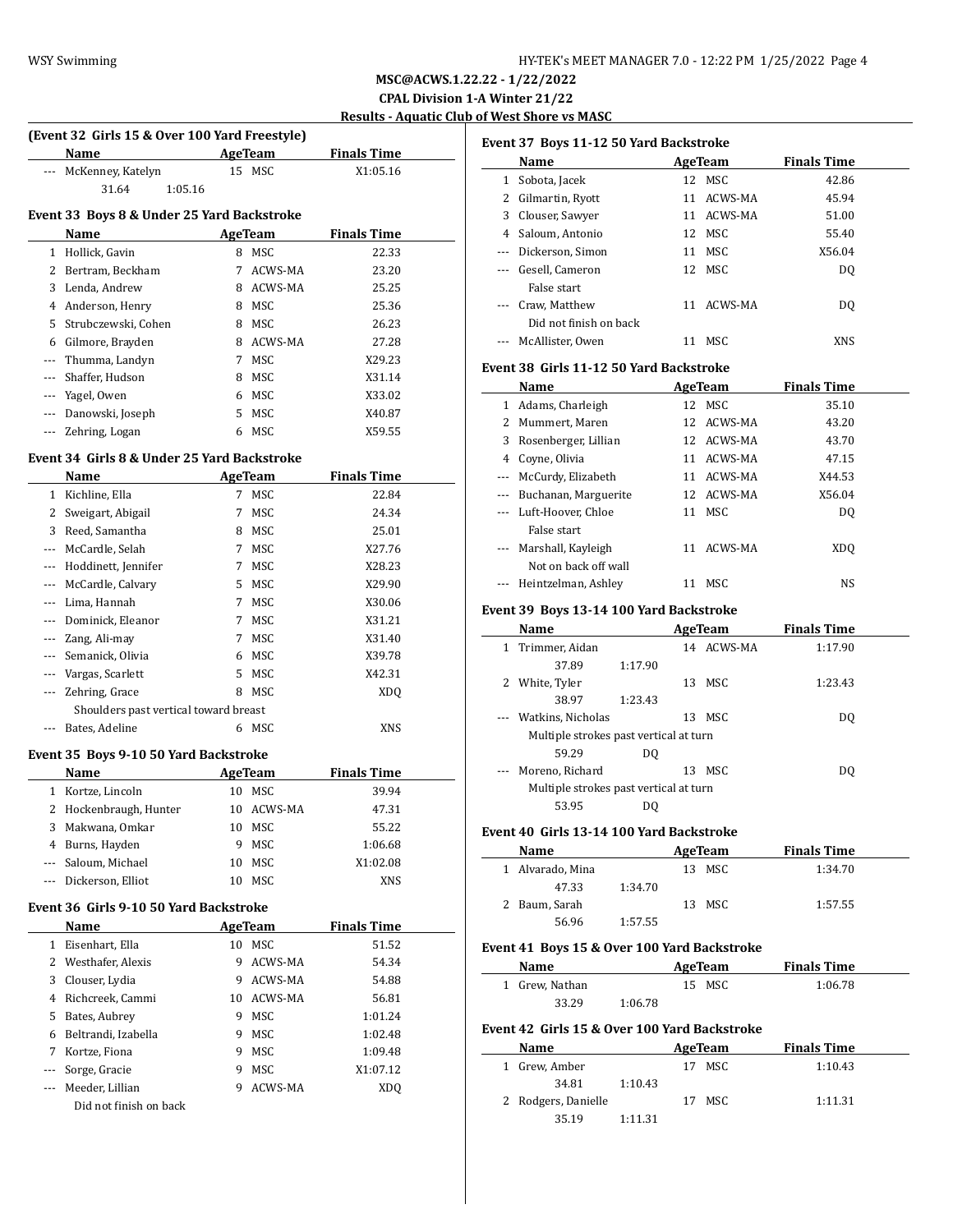**MSC@ACWS.1.22.22 - 1/22/2022**

**CPAL Division 1-A Winter 21/22**

**Results - Aquatic Club of West Shore vs MASC**

### (Event 32 Girls 15 & Over 100 Yard Freestyle)

| | Name | Age | Team | Finals Time |
|---|---|---|---|---|
| --- | McKenney, Katelyn | 15 | MSC | X1:05.16 |
| | 31.64 1:05.16 | | | |

### Event 33 Boys 8 & Under 25 Yard Backstroke

| | Name | Age | Team | Finals Time |
|---|---|---|---|---|
| 1 | Hollick, Gavin | 8 | MSC | 22.33 |
| 2 | Bertram, Beckham | 7 | ACWS-MA | 23.20 |
| 3 | Lenda, Andrew | 8 | ACWS-MA | 25.25 |
| 4 | Anderson, Henry | 8 | MSC | 25.36 |
| 5 | Strubczewski, Cohen | 8 | MSC | 26.23 |
| 6 | Gilmore, Brayden | 8 | ACWS-MA | 27.28 |
| --- | Thumma, Landyn | 7 | MSC | X29.23 |
| --- | Shaffer, Hudson | 8 | MSC | X31.14 |
| --- | Yagel, Owen | 6 | MSC | X33.02 |
| --- | Danowski, Joseph | 5 | MSC | X40.87 |
| --- | Zehring, Logan | 6 | MSC | X59.55 |

### Event 34 Girls 8 & Under 25 Yard Backstroke

| | Name | Age | Team | Finals Time |
|---|---|---|---|---|
| 1 | Kichline, Ella | 7 | MSC | 22.84 |
| 2 | Sweigart, Abigail | 7 | MSC | 24.34 |
| 3 | Reed, Samantha | 8 | MSC | 25.01 |
| --- | McCardle, Selah | 7 | MSC | X27.76 |
| --- | Hoddinett, Jennifer | 7 | MSC | X28.23 |
| --- | McCardle, Calvary | 5 | MSC | X29.90 |
| --- | Lima, Hannah | 7 | MSC | X30.06 |
| --- | Dominick, Eleanor | 7 | MSC | X31.21 |
| --- | Zang, Ali-may | 7 | MSC | X31.40 |
| --- | Semanick, Olivia | 6 | MSC | X39.78 |
| --- | Vargas, Scarlett | 5 | MSC | X42.31 |
| --- | Zehring, Grace | 8 | MSC | XDQ |
| | Shoulders past vertical toward breast | | | |
| --- | Bates, Adeline | 6 | MSC | XNS |

### Event 35 Boys 9-10 50 Yard Backstroke

| | Name | Age | Team | Finals Time |
|---|---|---|---|---|
| 1 | Kortze, Lincoln | 10 | MSC | 39.94 |
| 2 | Hockenbraugh, Hunter | 10 | ACWS-MA | 47.31 |
| 3 | Makwana, Omkar | 10 | MSC | 55.22 |
| 4 | Burns, Hayden | 9 | MSC | 1:06.68 |
| --- | Saloum, Michael | 10 | MSC | X1:02.08 |
| --- | Dickerson, Elliot | 10 | MSC | XNS |

### Event 36 Girls 9-10 50 Yard Backstroke

| | Name | Age | Team | Finals Time |
|---|---|---|---|---|
| 1 | Eisenhart, Ella | 10 | MSC | 51.52 |
| 2 | Westhafer, Alexis | 9 | ACWS-MA | 54.34 |
| 3 | Clouser, Lydia | 9 | ACWS-MA | 54.88 |
| 4 | Richcreek, Cammi | 10 | ACWS-MA | 56.81 |
| 5 | Bates, Aubrey | 9 | MSC | 1:01.24 |
| 6 | Beltrandi, Izabella | 9 | MSC | 1:02.48 |
| 7 | Kortze, Fiona | 9 | MSC | 1:09.48 |
| --- | Sorge, Gracie | 9 | MSC | X1:07.12 |
| --- | Meeder, Lillian | 9 | ACWS-MA | XDQ |
| | Did not finish on back | | | |

### Event 37 Boys 11-12 50 Yard Backstroke

| | Name | Age | Team | Finals Time |
|---|---|---|---|---|
| 1 | Sobota, Jacek | 12 | MSC | 42.86 |
| 2 | Gilmartin, Ryott | 11 | ACWS-MA | 45.94 |
| 3 | Clouser, Sawyer | 11 | ACWS-MA | 51.00 |
| 4 | Saloum, Antonio | 12 | MSC | 55.40 |
| --- | Dickerson, Simon | 11 | MSC | X56.04 |
| --- | Gesell, Cameron | 12 | MSC | DQ |
| | False start | | | |
| --- | Craw, Matthew | 11 | ACWS-MA | DQ |
| | Did not finish on back | | | |
| --- | McAllister, Owen | 11 | MSC | XNS |

### Event 38 Girls 11-12 50 Yard Backstroke

| | Name | Age | Team | Finals Time |
|---|---|---|---|---|
| 1 | Adams, Charleigh | 12 | MSC | 35.10 |
| 2 | Mummert, Maren | 12 | ACWS-MA | 43.20 |
| 3 | Rosenberger, Lillian | 12 | ACWS-MA | 43.70 |
| 4 | Coyne, Olivia | 11 | ACWS-MA | 47.15 |
| --- | McCurdy, Elizabeth | 11 | ACWS-MA | X44.53 |
| --- | Buchanan, Marguerite | 12 | ACWS-MA | X56.04 |
| --- | Luft-Hoover, Chloe | 11 | MSC | DQ |
| | False start | | | |
| --- | Marshall, Kayleigh | 11 | ACWS-MA | XDQ |
| | Not on back off wall | | | |
| --- | Heintzelman, Ashley | 11 | MSC | NS |

### Event 39 Boys 13-14 100 Yard Backstroke

| | Name | Age | Team | Finals Time |
|---|---|---|---|---|
| 1 | Trimmer, Aidan | 14 | ACWS-MA | 1:17.90 |
| | 37.89 1:17.90 | | | |
| 2 | White, Tyler | 13 | MSC | 1:23.43 |
| | 38.97 1:23.43 | | | |
| --- | Watkins, Nicholas | 13 | MSC | DQ |
| | Multiple strokes past vertical at turn | | | |
| | 59.29 DQ | | | |
| --- | Moreno, Richard | 13 | MSC | DQ |
| | Multiple strokes past vertical at turn | | | |
| | 53.95 DQ | | | |

### Event 40 Girls 13-14 100 Yard Backstroke

| | Name | Age | Team | Finals Time |
|---|---|---|---|---|
| 1 | Alvarado, Mina | 13 | MSC | 1:34.70 |
| | 47.33 1:34.70 | | | |
| 2 | Baum, Sarah | 13 | MSC | 1:57.55 |
| | 56.96 1:57.55 | | | |

### Event 41 Boys 15 & Over 100 Yard Backstroke

| | Name | Age | Team | Finals Time |
|---|---|---|---|---|
| 1 | Grew, Nathan | 15 | MSC | 1:06.78 |
| | 33.29 1:06.78 | | | |

### Event 42 Girls 15 & Over 100 Yard Backstroke

| | Name | Age | Team | Finals Time |
|---|---|---|---|---|
| 1 | Grew, Amber | 17 | MSC | 1:10.43 |
| | 34.81 1:10.43 | | | |
| 2 | Rodgers, Danielle | 17 | MSC | 1:11.31 |
| | 35.19 1:11.31 | | | |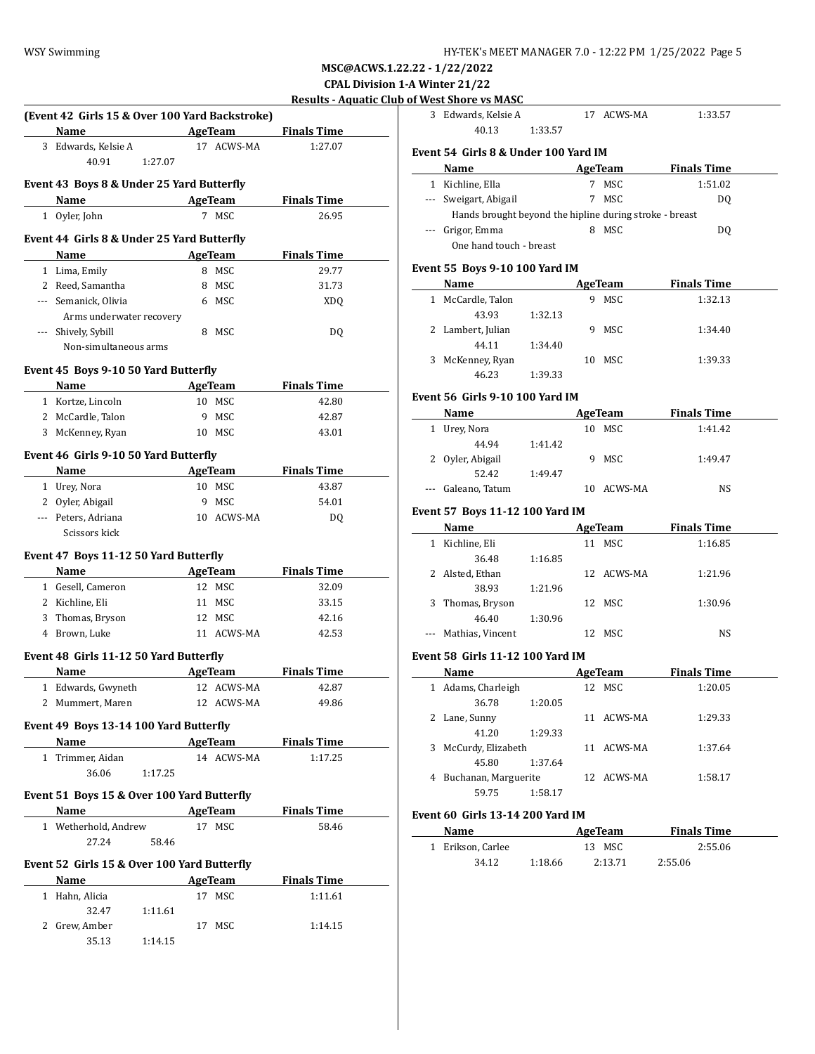**MSC@ACWS.1.22.22 - 1/22/2022**

**CPAL Division 1-A Winter 21/22**

**Results - Aquatic Club of West Shore vs MASC**

### (Event 42 Girls 15 & Over 100 Yard Backstroke)

| | Name | Age | Team | Finals Time |
|---|---|---|---|---|
| 3 | Edwards, Kelsie A | 17 | ACWS-MA | 1:27.07 |
| | 40.91 1:27.07 | | | |

### Event 43 Boys 8 & Under 25 Yard Butterfly

| | Name | Age | Team | Finals Time |
|---|---|---|---|---|
| 1 | Oyler, John | 7 | MSC | 26.95 |

### Event 44 Girls 8 & Under 25 Yard Butterfly

| | Name | Age | Team | Finals Time |
|---|---|---|---|---|
| 1 | Lima, Emily | 8 | MSC | 29.77 |
| 2 | Reed, Samantha | 8 | MSC | 31.73 |
| --- | Semanick, Olivia | 6 | MSC | XDQ |
| | Arms underwater recovery | | | |
| --- | Shively, Sybill | 8 | MSC | DQ |
| | Non-simultaneous arms | | | |

### Event 45 Boys 9-10 50 Yard Butterfly

| | Name | Age | Team | Finals Time |
|---|---|---|---|---|
| 1 | Kortze, Lincoln | 10 | MSC | 42.80 |
| 2 | McCardle, Talon | 9 | MSC | 42.87 |
| 3 | McKenney, Ryan | 10 | MSC | 43.01 |

### Event 46 Girls 9-10 50 Yard Butterfly

| | Name | Age | Team | Finals Time |
|---|---|---|---|---|
| 1 | Urey, Nora | 10 | MSC | 43.87 |
| 2 | Oyler, Abigail | 9 | MSC | 54.01 |
| --- | Peters, Adriana | 10 | ACWS-MA | DQ |
| | Scissors kick | | | |

### Event 47 Boys 11-12 50 Yard Butterfly

| | Name | Age | Team | Finals Time |
|---|---|---|---|---|
| 1 | Gesell, Cameron | 12 | MSC | 32.09 |
| 2 | Kichline, Eli | 11 | MSC | 33.15 |
| 3 | Thomas, Bryson | 12 | MSC | 42.16 |
| 4 | Brown, Luke | 11 | ACWS-MA | 42.53 |

### Event 48 Girls 11-12 50 Yard Butterfly

| | Name | Age | Team | Finals Time |
|---|---|---|---|---|
| 1 | Edwards, Gwyneth | 12 | ACWS-MA | 42.87 |
| 2 | Mummert, Maren | 12 | ACWS-MA | 49.86 |

### Event 49 Boys 13-14 100 Yard Butterfly

| | Name | Age | Team | Finals Time |
|---|---|---|---|---|
| 1 | Trimmer, Aidan | 14 | ACWS-MA | 1:17.25 |
| | 36.06 1:17.25 | | | |

### Event 51 Boys 15 & Over 100 Yard Butterfly

| | Name | Age | Team | Finals Time |
|---|---|---|---|---|
| 1 | Wetherhold, Andrew | 17 | MSC | 58.46 |
| | 27.24 58.46 | | | |

### Event 52 Girls 15 & Over 100 Yard Butterfly

| | Name | Age | Team | Finals Time |
|---|---|---|---|---|
| 1 | Hahn, Alicia | 17 | MSC | 1:11.61 |
| | 32.47 1:11.61 | | | |
| 2 | Grew, Amber | 17 | MSC | 1:14.15 |
| | 35.13 1:14.15 | | | |
| 3 | Edwards, Kelsie A | 17 | ACWS-MA | 1:33.57 |
| | 40.13 1:33.57 | | | |

### Event 54 Girls 8 & Under 100 Yard IM

| | Name | Age | Team | Finals Time |
|---|---|---|---|---|
| 1 | Kichline, Ella | 7 | MSC | 1:51.02 |
| --- | Sweigart, Abigail | 7 | MSC | DQ |
| | Hands brought beyond the hipline during stroke - breast | | | |
| --- | Grigor, Emma | 8 | MSC | DQ |
| | One hand touch - breast | | | |

### Event 55 Boys 9-10 100 Yard IM

| | Name | Age | Team | Finals Time |
|---|---|---|---|---|
| 1 | McCardle, Talon | 9 | MSC | 1:32.13 |
| | 43.93 1:32.13 | | | |
| 2 | Lambert, Julian | 9 | MSC | 1:34.40 |
| | 44.11 1:34.40 | | | |
| 3 | McKenney, Ryan | 10 | MSC | 1:39.33 |
| | 46.23 1:39.33 | | | |

### Event 56 Girls 9-10 100 Yard IM

| | Name | Age | Team | Finals Time |
|---|---|---|---|---|
| 1 | Urey, Nora | 10 | MSC | 1:41.42 |
| | 44.94 1:41.42 | | | |
| 2 | Oyler, Abigail | 9 | MSC | 1:49.47 |
| | 52.42 1:49.47 | | | |
| --- | Galeano, Tatum | 10 | ACWS-MA | NS |

### Event 57 Boys 11-12 100 Yard IM

| | Name | Age | Team | Finals Time |
|---|---|---|---|---|
| 1 | Kichline, Eli | 11 | MSC | 1:16.85 |
| | 36.48 1:16.85 | | | |
| 2 | Alsted, Ethan | 12 | ACWS-MA | 1:21.96 |
| | 38.93 1:21.96 | | | |
| 3 | Thomas, Bryson | 12 | MSC | 1:30.96 |
| | 46.40 1:30.96 | | | |
| --- | Mathias, Vincent | 12 | MSC | NS |

### Event 58 Girls 11-12 100 Yard IM

| | Name | Age | Team | Finals Time |
|---|---|---|---|---|
| 1 | Adams, Charleigh | 12 | MSC | 1:20.05 |
| | 36.78 1:20.05 | | | |
| 2 | Lane, Sunny | 11 | ACWS-MA | 1:29.33 |
| | 41.20 1:29.33 | | | |
| 3 | McCurdy, Elizabeth | 11 | ACWS-MA | 1:37.64 |
| | 45.80 1:37.64 | | | |
| 4 | Buchanan, Marguerite | 12 | ACWS-MA | 1:58.17 |
| | 59.75 1:58.17 | | | |

### Event 60 Girls 13-14 200 Yard IM

| | Name | Age | Team | Finals Time |
|---|---|---|---|---|
| 1 | Erikson, Carlee | 13 | MSC | 2:55.06 |
| | 34.12 1:18.66 2:13.71 2:55.06 | | | |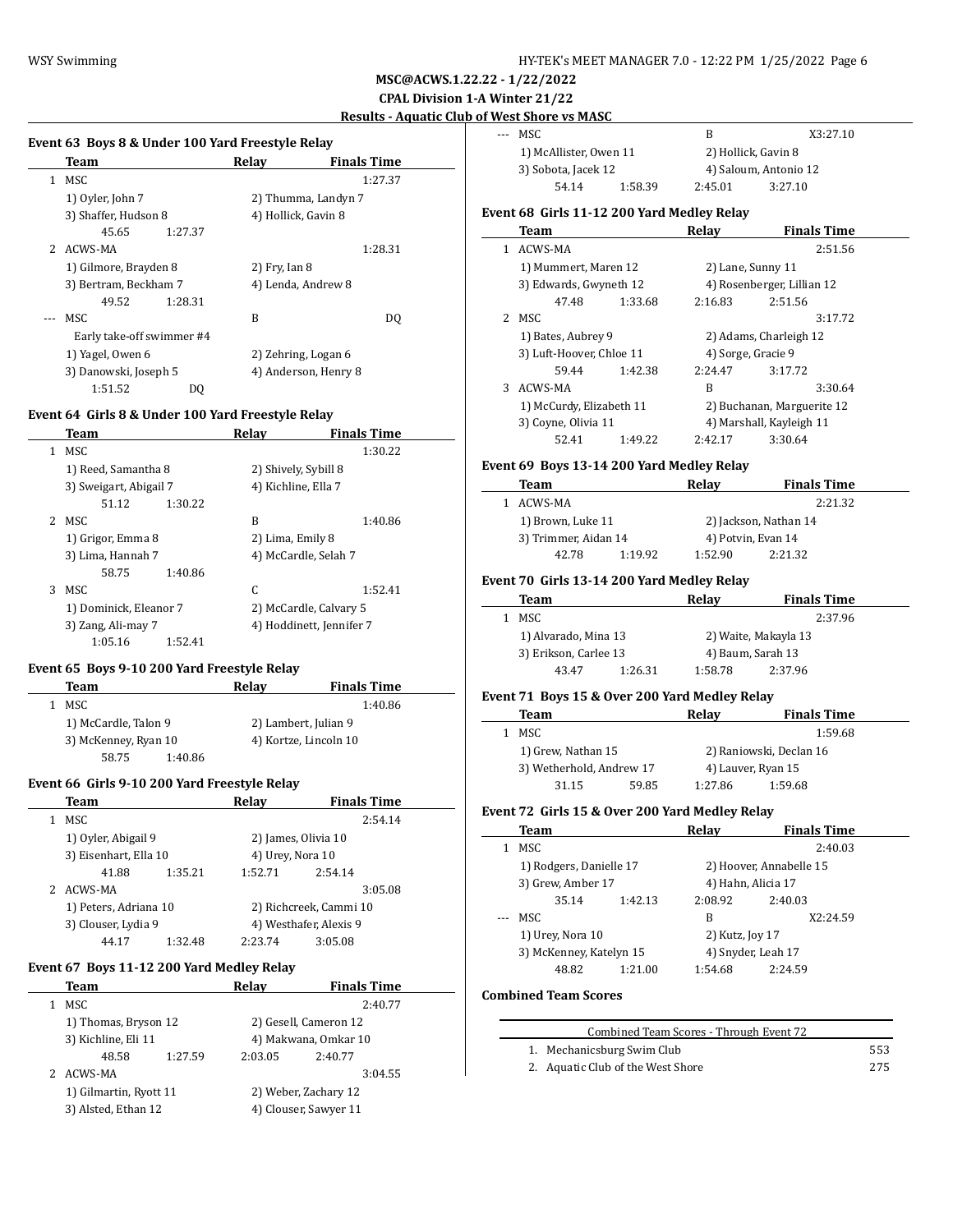**MSC@ACWS.1.22.22 - 1/22/2022**

**CPAL Division 1-A Winter 21/22**

**Results - Aquatic Club of West Shore vs MASC**

### Event 63 Boys 8 & Under 100 Yard Freestyle Relay

| | Team | Relay | Finals Time |
|---|---|---|---|
| 1 | MSC | | 1:27.37 |
| | 1) Oyler, John 7 | 2) Thumma, Landyn 7 | |
| | 3) Shaffer, Hudson 8 | 4) Hollick, Gavin 8 | |
| | 45.65 1:27.37 | | |
| 2 | ACWS-MA | | 1:28.31 |
| | 1) Gilmore, Brayden 8 | 2) Fry, Ian 8 | |
| | 3) Bertram, Beckham 7 | 4) Lenda, Andrew 8 | |
| | 49.52 1:28.31 | | |
| --- | MSC | B | DQ |
| | Early take-off swimmer #4 | | |
| | 1) Yagel, Owen 6 | 2) Zehring, Logan 6 | |
| | 3) Danowski, Joseph 5 | 4) Anderson, Henry 8 | |
| | 1:51.52 DQ | | |

### Event 64 Girls 8 & Under 100 Yard Freestyle Relay

| | Team | Relay | Finals Time |
|---|---|---|---|
| 1 | MSC | | 1:30.22 |
| | 1) Reed, Samantha 8 | 2) Shively, Sybill 8 | |
| | 3) Sweigart, Abigail 7 | 4) Kichline, Ella 7 | |
| | 51.12 1:30.22 | | |
| 2 | MSC | B | 1:40.86 |
| | 1) Grigor, Emma 8 | 2) Lima, Emily 8 | |
| | 3) Lima, Hannah 7 | 4) McCardle, Selah 7 | |
| | 58.75 1:40.86 | | |
| 3 | MSC | C | 1:52.41 |
| | 1) Dominick, Eleanor 7 | 2) McCardle, Calvary 5 | |
| | 3) Zang, Ali-may 7 | 4) Hoddinett, Jennifer 7 | |
| | 1:05.16 1:52.41 | | |

### Event 65 Boys 9-10 200 Yard Freestyle Relay

| | Team | Relay | Finals Time |
|---|---|---|---|
| 1 | MSC | | 1:40.86 |
| | 1) McCardle, Talon 9 | 2) Lambert, Julian 9 | |
| | 3) McKenney, Ryan 10 | 4) Kortze, Lincoln 10 | |
| | 58.75 1:40.86 | | |

### Event 66 Girls 9-10 200 Yard Freestyle Relay

| | Team | Relay | Finals Time |
|---|---|---|---|
| 1 | MSC | | 2:54.14 |
| | 1) Oyler, Abigail 9 | 2) James, Olivia 10 | |
| | 3) Eisenhart, Ella 10 | 4) Urey, Nora 10 | |
| | 41.88 1:35.21 | 1:52.71 | 2:54.14 |
| 2 | ACWS-MA | | 3:05.08 |
| | 1) Peters, Adriana 10 | 2) Richcreek, Cammi 10 | |
| | 3) Clouser, Lydia 9 | 4) Westhafer, Alexis 9 | |
| | 44.17 1:32.48 | 2:23.74 | 3:05.08 |

### Event 67 Boys 11-12 200 Yard Medley Relay

| | Team | Relay | Finals Time |
|---|---|---|---|
| 1 | MSC | | 2:40.77 |
| | 1) Thomas, Bryson 12 | 2) Gesell, Cameron 12 | |
| | 3) Kichline, Eli 11 | 4) Makwana, Omkar 10 | |
| | 48.58 1:27.59 | 2:03.05 | 2:40.77 |
| 2 | ACWS-MA | | 3:04.55 |
| | 1) Gilmartin, Ryott 11 | 2) Weber, Zachary 12 | |
| | 3) Alsted, Ethan 12 | 4) Clouser, Sawyer 11 | |
| --- | MSC | B | X3:27.10 |
| | 1) McAllister, Owen 11 | 2) Hollick, Gavin 8 | |
| | 3) Sobota, Jacek 12 | 4) Saloum, Antonio 12 | |
| | 54.14 1:58.39 | 2:45.01 | 3:27.10 |

### Event 68 Girls 11-12 200 Yard Medley Relay

| | Team | Relay | Finals Time |
|---|---|---|---|
| 1 | ACWS-MA | | 2:51.56 |
| | 1) Mummert, Maren 12 | 2) Lane, Sunny 11 | |
| | 3) Edwards, Gwyneth 12 | 4) Rosenberger, Lillian 12 | |
| | 47.48 1:33.68 | 2:16.83 | 2:51.56 |
| 2 | MSC | | 3:17.72 |
| | 1) Bates, Aubrey 9 | 2) Adams, Charleigh 12 | |
| | 3) Luft-Hoover, Chloe 11 | 4) Sorge, Gracie 9 | |
| | 59.44 1:42.38 | 2:24.47 | 3:17.72 |
| 3 | ACWS-MA | B | 3:30.64 |
| | 1) McCurdy, Elizabeth 11 | 2) Buchanan, Marguerite 12 | |
| | 3) Coyne, Olivia 11 | 4) Marshall, Kayleigh 11 | |
| | 52.41 1:49.22 | 2:42.17 | 3:30.64 |

### Event 69 Boys 13-14 200 Yard Medley Relay

| | Team | Relay | Finals Time |
|---|---|---|---|
| 1 | ACWS-MA | | 2:21.32 |
| | 1) Brown, Luke 11 | 2) Jackson, Nathan 14 | |
| | 3) Trimmer, Aidan 14 | 4) Potvin, Evan 14 | |
| | 42.78 1:19.92 | 1:52.90 | 2:21.32 |

### Event 70 Girls 13-14 200 Yard Medley Relay

| | Team | Relay | Finals Time |
|---|---|---|---|
| 1 | MSC | | 2:37.96 |
| | 1) Alvarado, Mina 13 | 2) Waite, Makayla 13 | |
| | 3) Erikson, Carlee 13 | 4) Baum, Sarah 13 | |
| | 43.47 1:26.31 | 1:58.78 | 2:37.96 |

### Event 71 Boys 15 & Over 200 Yard Medley Relay

| | Team | Relay | Finals Time |
|---|---|---|---|
| 1 | MSC | | 1:59.68 |
| | 1) Grew, Nathan 15 | 2) Raniowski, Declan 16 | |
| | 3) Wetherhold, Andrew 17 | 4) Lauver, Ryan 15 | |
| | 31.15 59.85 | 1:27.86 | 1:59.68 |

### Event 72 Girls 15 & Over 200 Yard Medley Relay

| | Team | Relay | Finals Time |
|---|---|---|---|
| 1 | MSC | | 2:40.03 |
| | 1) Rodgers, Danielle 17 | 2) Hoover, Annabelle 15 | |
| | 3) Grew, Amber 17 | 4) Hahn, Alicia 17 | |
| | 35.14 1:42.13 | 2:08.92 | 2:40.03 |
| --- | MSC | B | X2:24.59 |
| | 1) Urey, Nora 10 | 2) Kutz, Joy 17 | |
| | 3) McKenney, Katelyn 15 | 4) Snyder, Leah 17 | |
| | 48.82 1:21.00 | 1:54.68 | 2:24.59 |

### Combined Team Scores

| Combined Team Scores - Through Event 72 | |
|---|---|
| 1. Mechanicsburg Swim Club | 553 |
| 2. Aquatic Club of the West Shore | 275 |